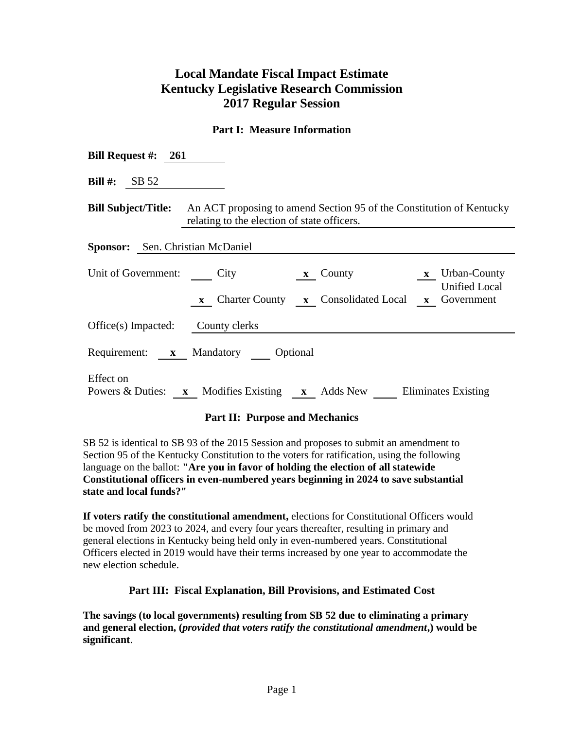# Local Mandate Fiscal Impact Estimate
# Kentucky Legislative Research Commission
# 2017 Regular Session

## Part I: Measure Information

**Bill Request #:** 261

**Bill #:** SB 52

**Bill Subject/Title:** An ACT proposing to amend Section 95 of the Constitution of Kentucky relating to the election of state officers.

**Sponsor:** Sen. Christian McDaniel

Unit of Government: ___ City &nbsp; **x** County &nbsp; **x** Urban-County Unified Local Government &nbsp; **x** Charter County &nbsp; **x** Consolidated Local

Office(s) Impacted: County clerks

Requirement: **x** Mandatory ___ Optional

Effect on Powers & Duties: **x** Modifies Existing &nbsp; **x** Adds New &nbsp; ___ Eliminates Existing

## Part II: Purpose and Mechanics

SB 52 is identical to SB 93 of the 2015 Session and proposes to submit an amendment to Section 95 of the Kentucky Constitution to the voters for ratification, using the following language on the ballot: **"Are you in favor of holding the election of all statewide Constitutional officers in even-numbered years beginning in 2024 to save substantial state and local funds?"**

**If voters ratify the constitutional amendment,** elections for Constitutional Officers would be moved from 2023 to 2024, and every four years thereafter, resulting in primary and general elections in Kentucky being held only in even-numbered years. Constitutional Officers elected in 2019 would have their terms increased by one year to accommodate the new election schedule.

## Part III: Fiscal Explanation, Bill Provisions, and Estimated Cost

**The savings (to local governments) resulting from SB 52 due to eliminating a primary and general election, (*provided that voters ratify the constitutional amendment*,) would be significant**.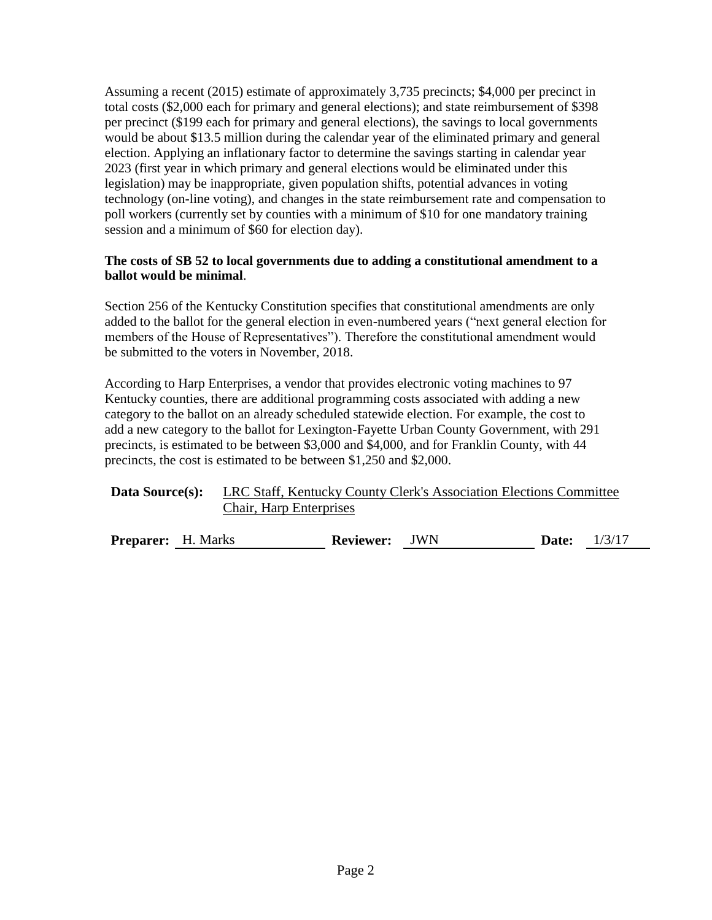Assuming a recent (2015) estimate of approximately 3,735 precincts; $4,000 per precinct in total costs ($2,000 each for primary and general elections); and state reimbursement of $398 per precinct ($199 each for primary and general elections), the savings to local governments would be about $13.5 million during the calendar year of the eliminated primary and general election. Applying an inflationary factor to determine the savings starting in calendar year 2023 (first year in which primary and general elections would be eliminated under this legislation) may be inappropriate, given population shifts, potential advances in voting technology (on-line voting), and changes in the state reimbursement rate and compensation to poll workers (currently set by counties with a minimum of $10 for one mandatory training session and a minimum of $60 for election day).

**The costs of SB 52 to local governments due to adding a constitutional amendment to a ballot would be minimal**.

Section 256 of the Kentucky Constitution specifies that constitutional amendments are only added to the ballot for the general election in even-numbered years ("next general election for members of the House of Representatives"). Therefore the constitutional amendment would be submitted to the voters in November, 2018.

According to Harp Enterprises, a vendor that provides electronic voting machines to 97 Kentucky counties, there are additional programming costs associated with adding a new category to the ballot on an already scheduled statewide election. For example, the cost to add a new category to the ballot for Lexington-Fayette Urban County Government, with 291 precincts, is estimated to be between $3,000 and $4,000, and for Franklin County, with 44 precincts, the cost is estimated to be between $1,250 and $2,000.

**Data Source(s):** LRC Staff, Kentucky County Clerk's Association Elections Committee Chair, Harp Enterprises

**Preparer:** H. Marks **Reviewer:** JWN **Date:** 1/3/17